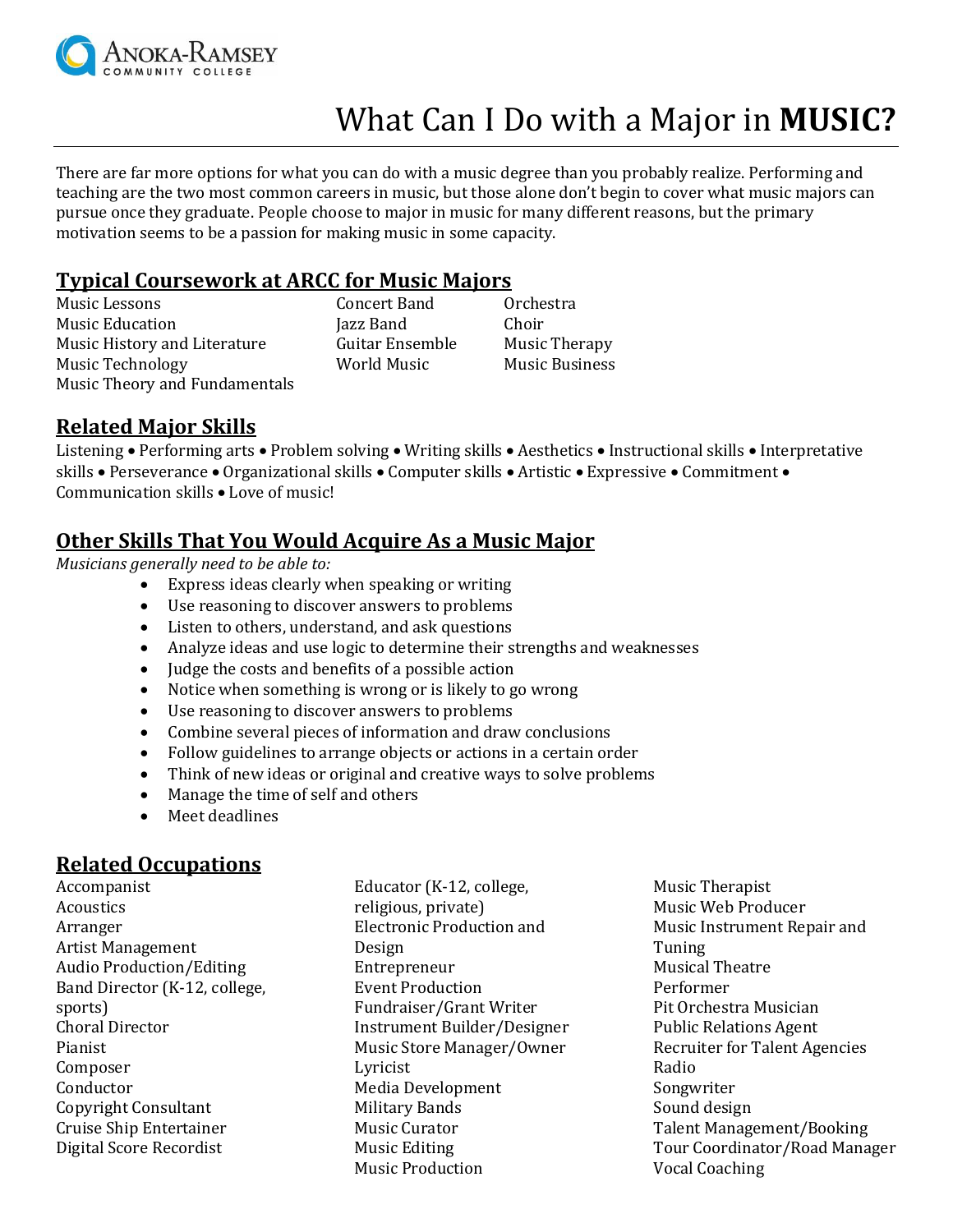Anoka-Ramsey Community College

# What Can I Do with a Major in **MUSIC?**

There are far more options for what you can do with a music degree than you probably realize. Performing and teaching are the two most common careers in music, but those alone don't begin to cover what music majors can pursue once they graduate. People choose to major in music for many different reasons, but the primary motivation seems to be a passion for making music in some capacity.

## Typical Coursework at ARCC for Music Majors

Music Lessons
Music Education
Music History and Literature
Music Technology
Music Theory and Fundamentals
Concert Band
Jazz Band
Guitar Ensemble
World Music
Orchestra
Choir
Music Therapy
Music Business

## Related Major Skills

Listening • Performing arts • Problem solving • Writing skills • Aesthetics • Instructional skills • Interpretative skills • Perseverance • Organizational skills • Computer skills • Artistic • Expressive • Commitment • Communication skills • Love of music!

## Other Skills That You Would Acquire As a Music Major

*Musicians generally need to be able to:*

- Express ideas clearly when speaking or writing
- Use reasoning to discover answers to problems
- Listen to others, understand, and ask questions
- Analyze ideas and use logic to determine their strengths and weaknesses
- Judge the costs and benefits of a possible action
- Notice when something is wrong or is likely to go wrong
- Use reasoning to discover answers to problems
- Combine several pieces of information and draw conclusions
- Follow guidelines to arrange objects or actions in a certain order
- Think of new ideas or original and creative ways to solve problems
- Manage the time of self and others
- Meet deadlines

## Related Occupations

Accompanist
Acoustics
Arranger
Artist Management
Audio Production/Editing
Band Director (K-12, college, sports)
Choral Director
Pianist
Composer
Conductor
Copyright Consultant
Cruise Ship Entertainer
Digital Score Recordist
Educator (K-12, college, religious, private)
Electronic Production and Design
Entrepreneur
Event Production
Fundraiser/Grant Writer
Instrument Builder/Designer
Music Store Manager/Owner
Lyricist
Media Development
Military Bands
Music Curator
Music Editing
Music Production
Music Therapist
Music Web Producer
Music Instrument Repair and Tuning
Musical Theatre
Performer
Pit Orchestra Musician
Public Relations Agent
Recruiter for Talent Agencies
Radio
Songwriter
Sound design
Talent Management/Booking
Tour Coordinator/Road Manager
Vocal Coaching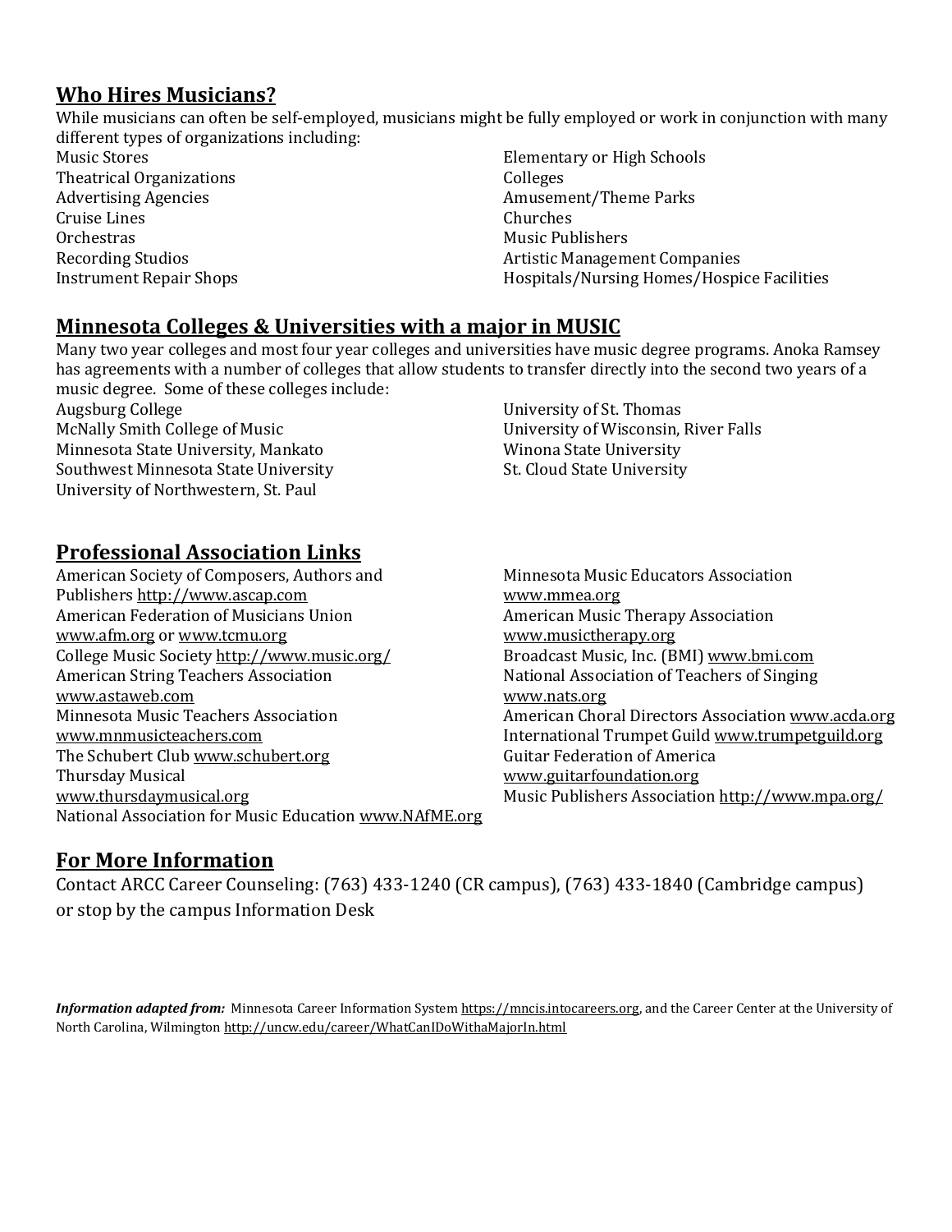## Who Hires Musicians?

While musicians can often be self-employed, musicians might be fully employed or work in conjunction with many different types of organizations including:

Music Stores
Theatrical Organizations
Advertising Agencies
Cruise Lines
Orchestras
Recording Studios
Instrument Repair Shops
Elementary or High Schools
Colleges
Amusement/Theme Parks
Churches
Music Publishers
Artistic Management Companies
Hospitals/Nursing Homes/Hospice Facilities

## Minnesota Colleges & Universities with a major in MUSIC

Many two year colleges and most four year colleges and universities have music degree programs. Anoka Ramsey has agreements with a number of colleges that allow students to transfer directly into the second two years of a music degree. Some of these colleges include:

Augsburg College
McNally Smith College of Music
Minnesota State University, Mankato
Southwest Minnesota State University
University of Northwestern, St. Paul
University of St. Thomas
University of Wisconsin, River Falls
Winona State University
St. Cloud State University

## Professional Association Links

American Society of Composers, Authors and Publishers http://www.ascap.com
American Federation of Musicians Union www.afm.org or www.tcmu.org
College Music Society http://www.music.org/
American String Teachers Association www.astaweb.com
Minnesota Music Teachers Association www.mnmusicteachers.com
The Schubert Club www.schubert.org
Thursday Musical www.thursdaymusical.org
National Association for Music Education www.NAfME.org
Minnesota Music Educators Association www.mmea.org
American Music Therapy Association www.musictherapy.org
Broadcast Music, Inc. (BMI) www.bmi.com
National Association of Teachers of Singing www.nats.org
American Choral Directors Association www.acda.org
International Trumpet Guild www.trumpetguild.org
Guitar Federation of America www.guitarfoundation.org
Music Publishers Association http://www.mpa.org/

## For More Information

Contact ARCC Career Counseling: (763) 433-1240 (CR campus), (763) 433-1840 (Cambridge campus) or stop by the campus Information Desk

***Information adapted from:*** Minnesota Career Information System https://mncis.intocareers.org, and the Career Center at the University of North Carolina, Wilmington http://uncw.edu/career/WhatCanIDoWithaMajorIn.html